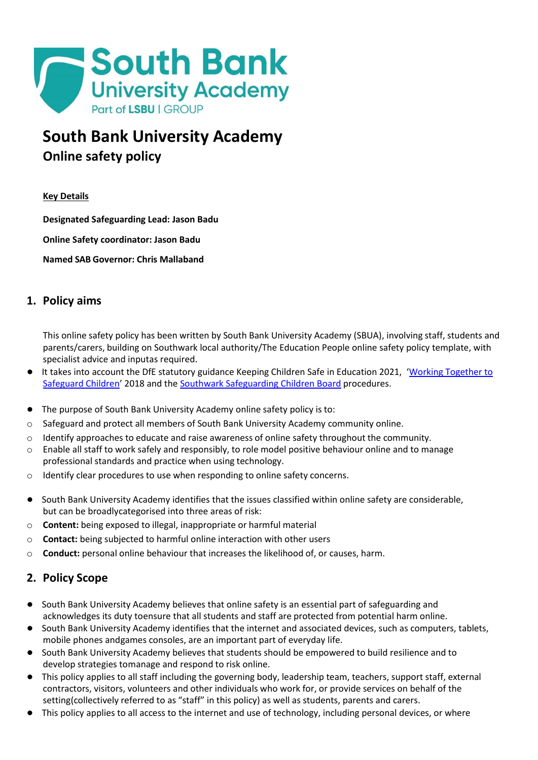# South Bank University Academy

## Online safety policy

**Key Details**

**Designated Safeguarding Lead: Jason Badu**

**Online Safety coordinator: Jason Badu**

**Named SAB Governor: Chris Mallaband**

## 1. Policy aims

This online safety policy has been written by South Bank University Academy (SBUA), involving staff, students and parents/carers, building on Southwark local authority/The Education People online safety policy template, with specialist advice and inputas required.

- It takes into account the DfE statutory guidance Keeping Children Safe in Education 2021, '[Working Together to Safeguard Children](#)' 2018 and the [Southwark Safeguarding Children Board](#) procedures.

- The purpose of South Bank University Academy online safety policy is to:
  - Safeguard and protect all members of South Bank University Academy community online.
  - Identify approaches to educate and raise awareness of online safety throughout the community.
  - Enable all staff to work safely and responsibly, to role model positive behaviour online and to manage professional standards and practice when using technology.
  - Identify clear procedures to use when responding to online safety concerns.

- South Bank University Academy identifies that the issues classified within online safety are considerable, but can be broadlycategorised into three areas of risk:
  - **Content:** being exposed to illegal, inappropriate or harmful material
  - **Contact:** being subjected to harmful online interaction with other users
  - **Conduct:** personal online behaviour that increases the likelihood of, or causes, harm.

## 2. Policy Scope

- South Bank University Academy believes that online safety is an essential part of safeguarding and acknowledges its duty toensure that all students and staff are protected from potential harm online.
- South Bank University Academy identifies that the internet and associated devices, such as computers, tablets, mobile phones andgames consoles, are an important part of everyday life.
- South Bank University Academy believes that students should be empowered to build resilience and to develop strategies tomanage and respond to risk online.
- This policy applies to all staff including the governing body, leadership team, teachers, support staff, external contractors, visitors, volunteers and other individuals who work for, or provide services on behalf of the setting(collectively referred to as "staff" in this policy) as well as students, parents and carers.
- This policy applies to all access to the internet and use of technology, including personal devices, or where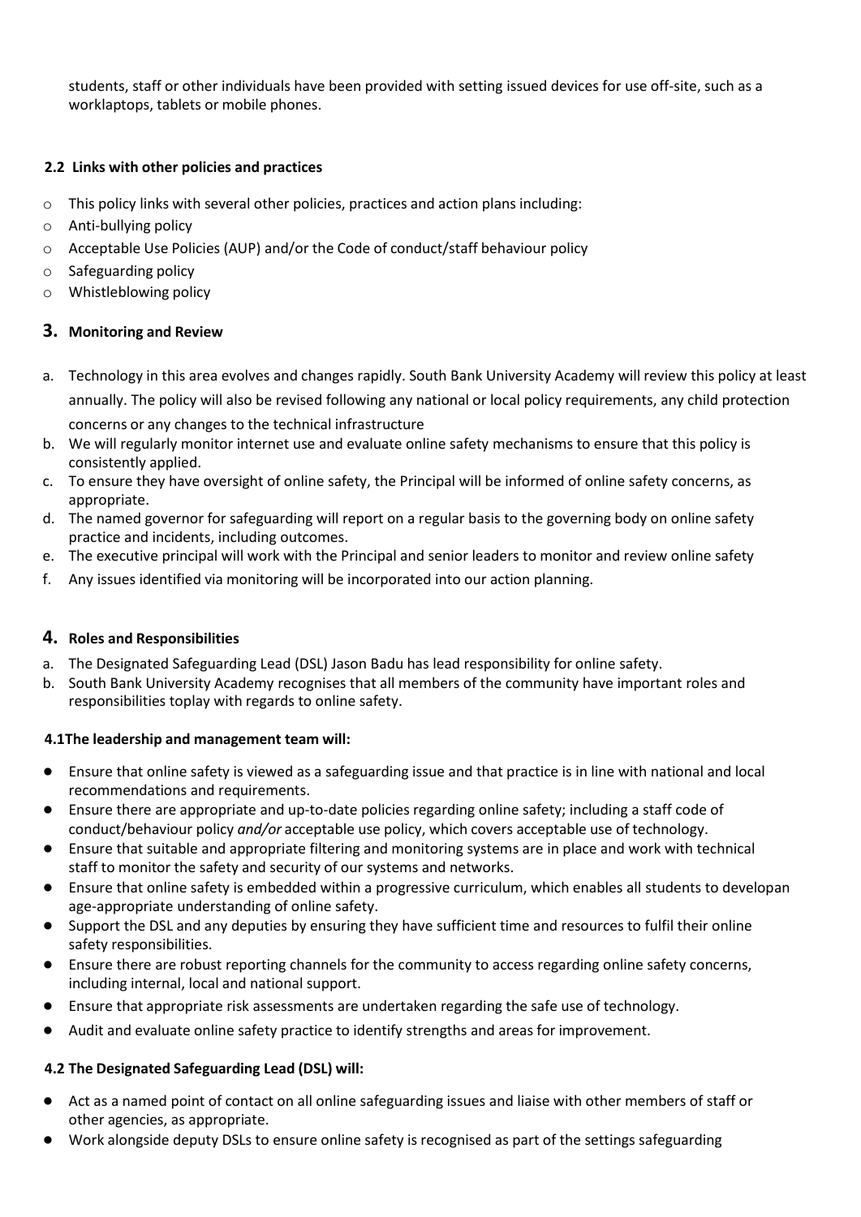students, staff or other individuals have been provided with setting issued devices for use off-site, such as a worklaptops, tablets or mobile phones.

### 2.2 Links with other policies and practices

- This policy links with several other policies, practices and action plans including:
- Anti-bullying policy
- Acceptable Use Policies (AUP) and/or the Code of conduct/staff behaviour policy
- Safeguarding policy
- Whistleblowing policy

## 3. Monitoring and Review

a. Technology in this area evolves and changes rapidly. South Bank University Academy will review this policy at least annually. The policy will also be revised following any national or local policy requirements, any child protection concerns or any changes to the technical infrastructure
b. We will regularly monitor internet use and evaluate online safety mechanisms to ensure that this policy is consistently applied.
c. To ensure they have oversight of online safety, the Principal will be informed of online safety concerns, as appropriate.
d. The named governor for safeguarding will report on a regular basis to the governing body on online safety practice and incidents, including outcomes.
e. The executive principal will work with the Principal and senior leaders to monitor and review online safety
f. Any issues identified via monitoring will be incorporated into our action planning.

## 4. Roles and Responsibilities

a. The Designated Safeguarding Lead (DSL) Jason Badu has lead responsibility for online safety.
b. South Bank University Academy recognises that all members of the community have important roles and responsibilities toplay with regards to online safety.

### 4.1 The leadership and management team will:

- Ensure that online safety is viewed as a safeguarding issue and that practice is in line with national and local recommendations and requirements.
- Ensure there are appropriate and up-to-date policies regarding online safety; including a staff code of conduct/behaviour policy *and/or* acceptable use policy, which covers acceptable use of technology.
- Ensure that suitable and appropriate filtering and monitoring systems are in place and work with technical staff to monitor the safety and security of our systems and networks.
- Ensure that online safety is embedded within a progressive curriculum, which enables all students to developan age-appropriate understanding of online safety.
- Support the DSL and any deputies by ensuring they have sufficient time and resources to fulfil their online safety responsibilities.
- Ensure there are robust reporting channels for the community to access regarding online safety concerns, including internal, local and national support.
- Ensure that appropriate risk assessments are undertaken regarding the safe use of technology.
- Audit and evaluate online safety practice to identify strengths and areas for improvement.

### 4.2 The Designated Safeguarding Lead (DSL) will:

- Act as a named point of contact on all online safeguarding issues and liaise with other members of staff or other agencies, as appropriate.
- Work alongside deputy DSLs to ensure online safety is recognised as part of the settings safeguarding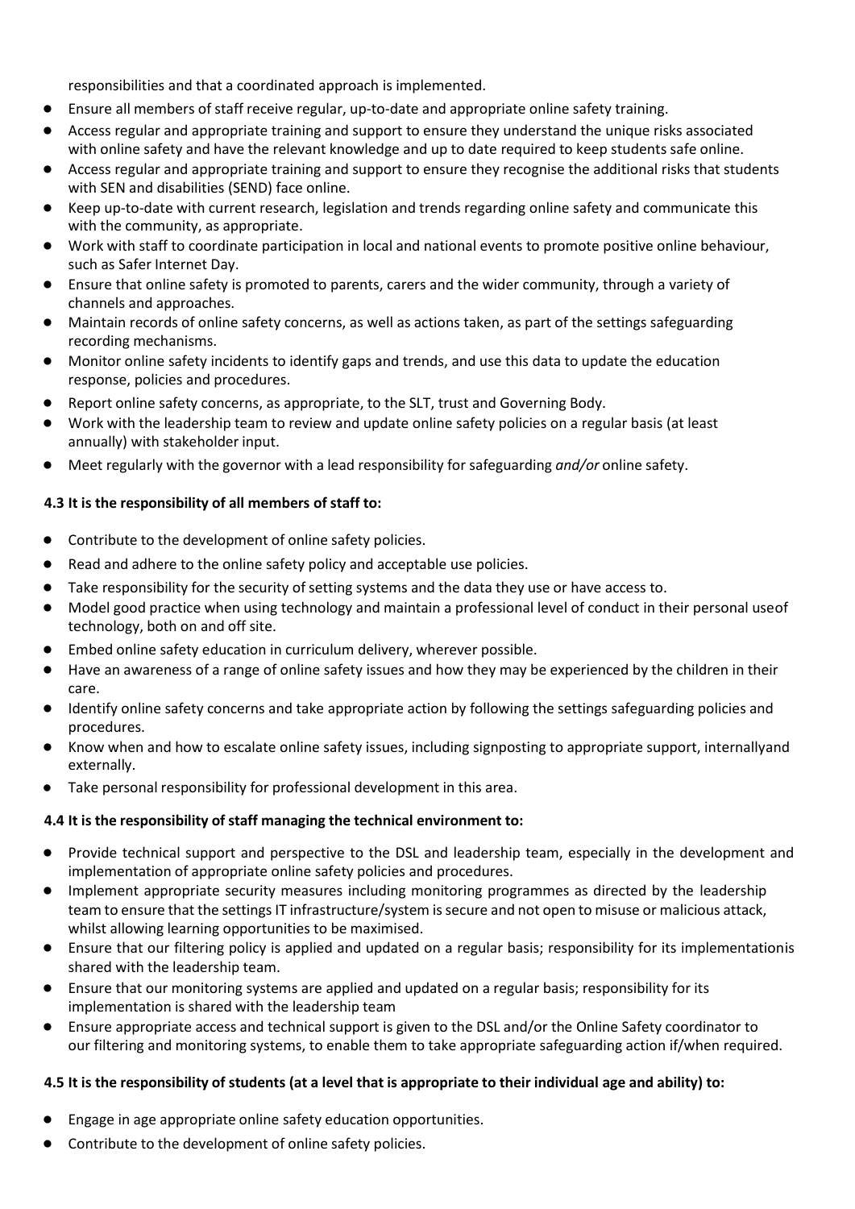responsibilities and that a coordinated approach is implemented.

- Ensure all members of staff receive regular, up-to-date and appropriate online safety training.
- Access regular and appropriate training and support to ensure they understand the unique risks associated with online safety and have the relevant knowledge and up to date required to keep students safe online.
- Access regular and appropriate training and support to ensure they recognise the additional risks that students with SEN and disabilities (SEND) face online.
- Keep up-to-date with current research, legislation and trends regarding online safety and communicate this with the community, as appropriate.
- Work with staff to coordinate participation in local and national events to promote positive online behaviour, such as Safer Internet Day.
- Ensure that online safety is promoted to parents, carers and the wider community, through a variety of channels and approaches.
- Maintain records of online safety concerns, as well as actions taken, as part of the settings safeguarding recording mechanisms.
- Monitor online safety incidents to identify gaps and trends, and use this data to update the education response, policies and procedures.
- Report online safety concerns, as appropriate, to the SLT, trust and Governing Body.
- Work with the leadership team to review and update online safety policies on a regular basis (at least annually) with stakeholder input.
- Meet regularly with the governor with a lead responsibility for safeguarding *and/or* online safety.

**4.3 It is the responsibility of all members of staff to:**

- Contribute to the development of online safety policies.
- Read and adhere to the online safety policy and acceptable use policies.
- Take responsibility for the security of setting systems and the data they use or have access to.
- Model good practice when using technology and maintain a professional level of conduct in their personal useof technology, both on and off site.
- Embed online safety education in curriculum delivery, wherever possible.
- Have an awareness of a range of online safety issues and how they may be experienced by the children in their care.
- Identify online safety concerns and take appropriate action by following the settings safeguarding policies and procedures.
- Know when and how to escalate online safety issues, including signposting to appropriate support, internallyand externally.
- Take personal responsibility for professional development in this area.

**4.4 It is the responsibility of staff managing the technical environment to:**

- Provide technical support and perspective to the DSL and leadership team, especially in the development and implementation of appropriate online safety policies and procedures.
- Implement appropriate security measures including monitoring programmes as directed by the leadership team to ensure that the settings IT infrastructure/system is secure and not open to misuse or malicious attack, whilst allowing learning opportunities to be maximised.
- Ensure that our filtering policy is applied and updated on a regular basis; responsibility for its implementationis shared with the leadership team.
- Ensure that our monitoring systems are applied and updated on a regular basis; responsibility for its implementation is shared with the leadership team
- Ensure appropriate access and technical support is given to the DSL and/or the Online Safety coordinator to our filtering and monitoring systems, to enable them to take appropriate safeguarding action if/when required.

**4.5 It is the responsibility of students (at a level that is appropriate to their individual age and ability) to:**

- Engage in age appropriate online safety education opportunities.
- Contribute to the development of online safety policies.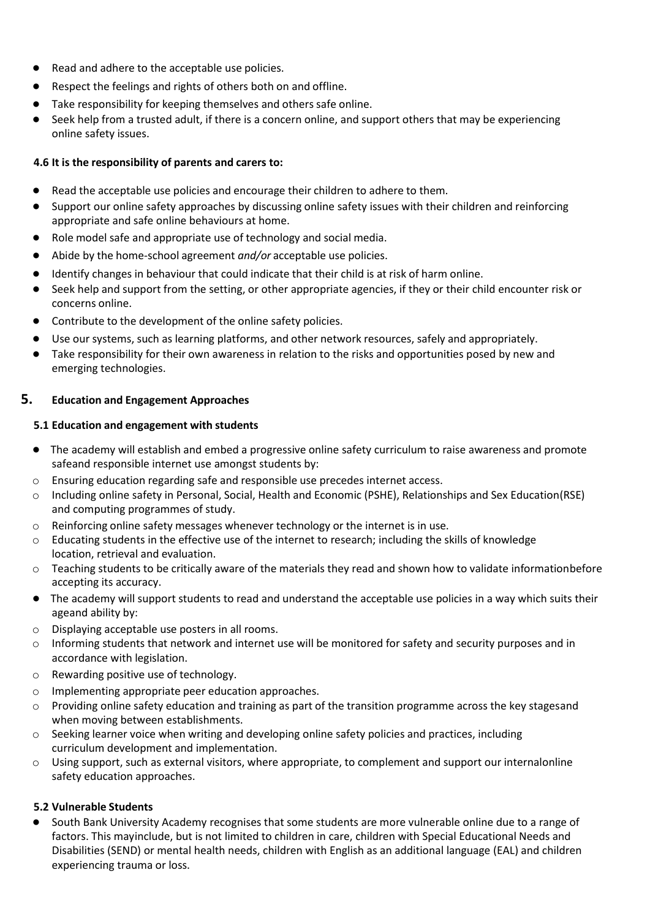- Read and adhere to the acceptable use policies.
- Respect the feelings and rights of others both on and offline.
- Take responsibility for keeping themselves and others safe online.
- Seek help from a trusted adult, if there is a concern online, and support others that may be experiencing online safety issues.

**4.6 It is the responsibility of parents and carers to:**

- Read the acceptable use policies and encourage their children to adhere to them.
- Support our online safety approaches by discussing online safety issues with their children and reinforcing appropriate and safe online behaviours at home.
- Role model safe and appropriate use of technology and social media.
- Abide by the home-school agreement *and/or* acceptable use policies.
- Identify changes in behaviour that could indicate that their child is at risk of harm online.
- Seek help and support from the setting, or other appropriate agencies, if they or their child encounter risk or concerns online.
- Contribute to the development of the online safety policies.
- Use our systems, such as learning platforms, and other network resources, safely and appropriately.
- Take responsibility for their own awareness in relation to the risks and opportunities posed by new and emerging technologies.

## 5. Education and Engagement Approaches

**5.1 Education and engagement with students**

- The academy will establish and embed a progressive online safety curriculum to raise awareness and promote safeand responsible internet use amongst students by:
  - Ensuring education regarding safe and responsible use precedes internet access.
  - Including online safety in Personal, Social, Health and Economic (PSHE), Relationships and Sex Education(RSE) and computing programmes of study.
  - Reinforcing online safety messages whenever technology or the internet is in use.
  - Educating students in the effective use of the internet to research; including the skills of knowledge location, retrieval and evaluation.
  - Teaching students to be critically aware of the materials they read and shown how to validate informationbefore accepting its accuracy.
- The academy will support students to read and understand the acceptable use policies in a way which suits their ageand ability by:
  - Displaying acceptable use posters in all rooms.
  - Informing students that network and internet use will be monitored for safety and security purposes and in accordance with legislation.
  - Rewarding positive use of technology.
  - Implementing appropriate peer education approaches.
  - Providing online safety education and training as part of the transition programme across the key stagesand when moving between establishments.
  - Seeking learner voice when writing and developing online safety policies and practices, including curriculum development and implementation.
  - Using support, such as external visitors, where appropriate, to complement and support our internalonline safety education approaches.

**5.2 Vulnerable Students**

- South Bank University Academy recognises that some students are more vulnerable online due to a range of factors. This mayinclude, but is not limited to children in care, children with Special Educational Needs and Disabilities (SEND) or mental health needs, children with English as an additional language (EAL) and children experiencing trauma or loss.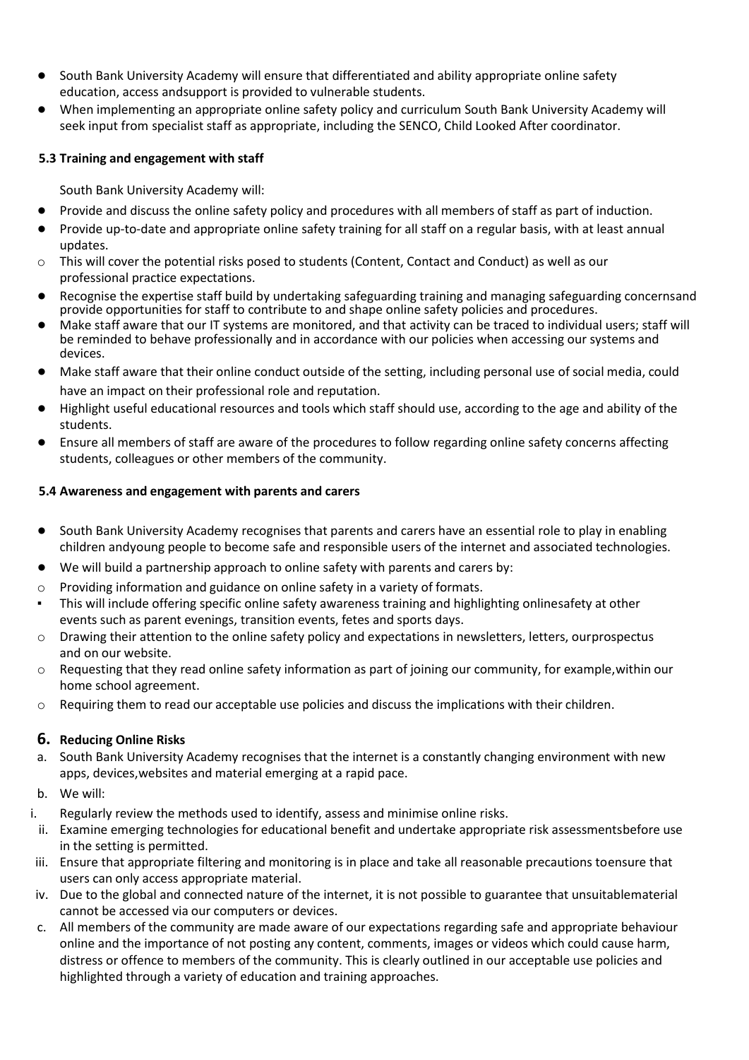- South Bank University Academy will ensure that differentiated and ability appropriate online safety education, access andsupport is provided to vulnerable students.
- When implementing an appropriate online safety policy and curriculum South Bank University Academy will seek input from specialist staff as appropriate, including the SENCO, Child Looked After coordinator.

**5.3 Training and engagement with staff**

South Bank University Academy will:

- Provide and discuss the online safety policy and procedures with all members of staff as part of induction.
- Provide up-to-date and appropriate online safety training for all staff on a regular basis, with at least annual updates.
  - This will cover the potential risks posed to students (Content, Contact and Conduct) as well as our professional practice expectations.
- Recognise the expertise staff build by undertaking safeguarding training and managing safeguarding concernsand provide opportunities for staff to contribute to and shape online safety policies and procedures.
- Make staff aware that our IT systems are monitored, and that activity can be traced to individual users; staff will be reminded to behave professionally and in accordance with our policies when accessing our systems and devices.
- Make staff aware that their online conduct outside of the setting, including personal use of social media, could have an impact on their professional role and reputation.
- Highlight useful educational resources and tools which staff should use, according to the age and ability of the students.
- Ensure all members of staff are aware of the procedures to follow regarding online safety concerns affecting students, colleagues or other members of the community.

**5.4 Awareness and engagement with parents and carers**

- South Bank University Academy recognises that parents and carers have an essential role to play in enabling children andyoung people to become safe and responsible users of the internet and associated technologies.
- We will build a partnership approach to online safety with parents and carers by:
  - Providing information and guidance on online safety in a variety of formats.
    - This will include offering specific online safety awareness training and highlighting onlinesafety at other events such as parent evenings, transition events, fetes and sports days.
  - Drawing their attention to the online safety policy and expectations in newsletters, letters, ourprospectus and on our website.
  - Requesting that they read online safety information as part of joining our community, for example,within our home school agreement.
  - Requiring them to read our acceptable use policies and discuss the implications with their children.

## 6. Reducing Online Risks

a. South Bank University Academy recognises that the internet is a constantly changing environment with new apps, devices,websites and material emerging at a rapid pace.

b. We will:

   i. Regularly review the methods used to identify, assess and minimise online risks.
   ii. Examine emerging technologies for educational benefit and undertake appropriate risk assessmentsbefore use in the setting is permitted.
   iii. Ensure that appropriate filtering and monitoring is in place and take all reasonable precautions toensure that users can only access appropriate material.
   iv. Due to the global and connected nature of the internet, it is not possible to guarantee that unsuitablematerial cannot be accessed via our computers or devices.

c. All members of the community are made aware of our expectations regarding safe and appropriate behaviour online and the importance of not posting any content, comments, images or videos which could cause harm, distress or offence to members of the community. This is clearly outlined in our acceptable use policies and highlighted through a variety of education and training approaches.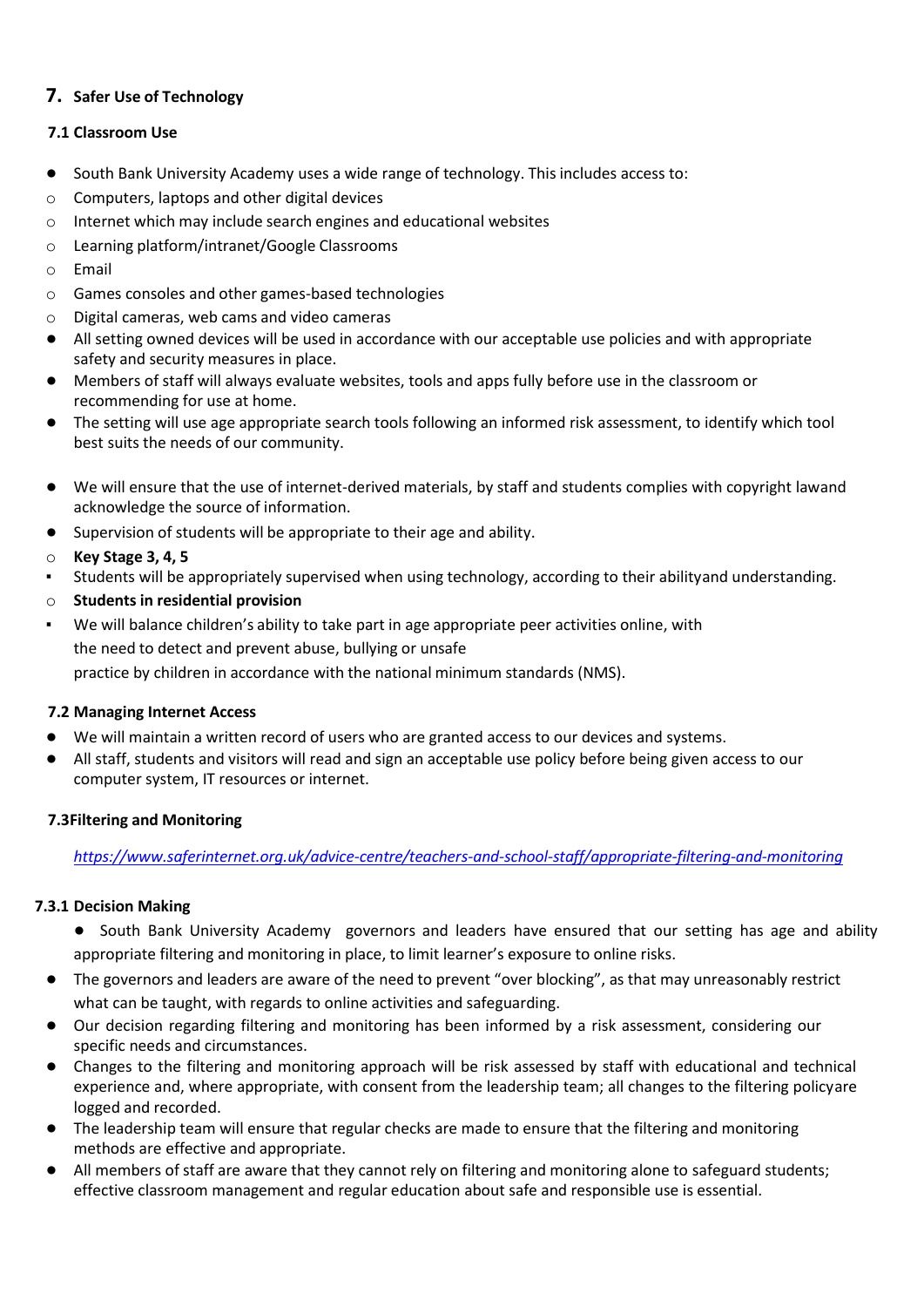## 7. Safer Use of Technology

### 7.1 Classroom Use

- South Bank University Academy uses a wide range of technology. This includes access to:
  - Computers, laptops and other digital devices
  - Internet which may include search engines and educational websites
  - Learning platform/intranet/Google Classrooms
  - Email
  - Games consoles and other games-based technologies
  - Digital cameras, web cams and video cameras
- All setting owned devices will be used in accordance with our acceptable use policies and with appropriate safety and security measures in place.
- Members of staff will always evaluate websites, tools and apps fully before use in the classroom or recommending for use at home.
- The setting will use age appropriate search tools following an informed risk assessment, to identify which tool best suits the needs of our community.
- We will ensure that the use of internet-derived materials, by staff and students complies with copyright lawand acknowledge the source of information.
- Supervision of students will be appropriate to their age and ability.
  - **Key Stage 3, 4, 5**
    - Students will be appropriately supervised when using technology, according to their abilityand understanding.
  - **Students in residential provision**
    - We will balance children's ability to take part in age appropriate peer activities online, with the need to detect and prevent abuse, bullying or unsafe practice by children in accordance with the national minimum standards (NMS).

### 7.2 Managing Internet Access

- We will maintain a written record of users who are granted access to our devices and systems.
- All staff, students and visitors will read and sign an acceptable use policy before being given access to our computer system, IT resources or internet.

### 7.3Filtering and Monitoring

*https://www.saferinternet.org.uk/advice-centre/teachers-and-school-staff/appropriate-filtering-and-monitoring*

#### 7.3.1 Decision Making

- South Bank University Academy governors and leaders have ensured that our setting has age and ability appropriate filtering and monitoring in place, to limit learner's exposure to online risks.
- The governors and leaders are aware of the need to prevent "over blocking", as that may unreasonably restrict what can be taught, with regards to online activities and safeguarding.
- Our decision regarding filtering and monitoring has been informed by a risk assessment, considering our specific needs and circumstances.
- Changes to the filtering and monitoring approach will be risk assessed by staff with educational and technical experience and, where appropriate, with consent from the leadership team; all changes to the filtering policyare logged and recorded.
- The leadership team will ensure that regular checks are made to ensure that the filtering and monitoring methods are effective and appropriate.
- All members of staff are aware that they cannot rely on filtering and monitoring alone to safeguard students; effective classroom management and regular education about safe and responsible use is essential.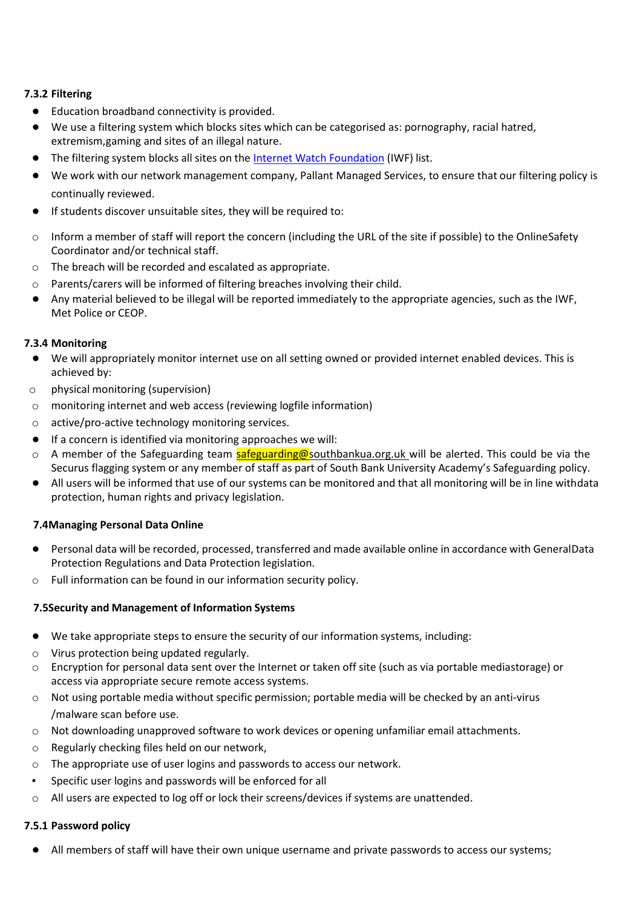### 7.3.2 Filtering

- Education broadband connectivity is provided.
- We use a filtering system which blocks sites which can be categorised as: pornography, racial hatred, extremism,gaming and sites of an illegal nature.
- The filtering system blocks all sites on the Internet Watch Foundation (IWF) list.
- We work with our network management company, Pallant Managed Services, to ensure that our filtering policy is continually reviewed.
- If students discover unsuitable sites, they will be required to:
  - Inform a member of staff will report the concern (including the URL of the site if possible) to the OnlineSafety Coordinator and/or technical staff.
  - The breach will be recorded and escalated as appropriate.
  - Parents/carers will be informed of filtering breaches involving their child.
- Any material believed to be illegal will be reported immediately to the appropriate agencies, such as the IWF, Met Police or CEOP.

### 7.3.4 Monitoring

- We will appropriately monitor internet use on all setting owned or provided internet enabled devices. This is achieved by:
  - physical monitoring (supervision)
  - monitoring internet and web access (reviewing logfile information)
  - active/pro-active technology monitoring services.
- If a concern is identified via monitoring approaches we will:
  - A member of the Safeguarding team safeguarding@southbankua.org.uk will be alerted. This could be via the Securus flagging system or any member of staff as part of South Bank University Academy's Safeguarding policy.
- All users will be informed that use of our systems can be monitored and that all monitoring will be in line withdata protection, human rights and privacy legislation.

### 7.4Managing Personal Data Online

- Personal data will be recorded, processed, transferred and made available online in accordance with GeneralData Protection Regulations and Data Protection legislation.
  - Full information can be found in our information security policy.

### 7.5Security and Management of Information Systems

- We take appropriate steps to ensure the security of our information systems, including:
  - Virus protection being updated regularly.
  - Encryption for personal data sent over the Internet or taken off site (such as via portable mediastorage) or access via appropriate secure remote access systems.
  - Not using portable media without specific permission; portable media will be checked by an anti-virus /malware scan before use.
  - Not downloading unapproved software to work devices or opening unfamiliar email attachments.
  - Regularly checking files held on our network,
  - The appropriate use of user logins and passwords to access our network.
    - Specific user logins and passwords will be enforced for all
  - All users are expected to log off or lock their screens/devices if systems are unattended.

### 7.5.1 Password policy

- All members of staff will have their own unique username and private passwords to access our systems;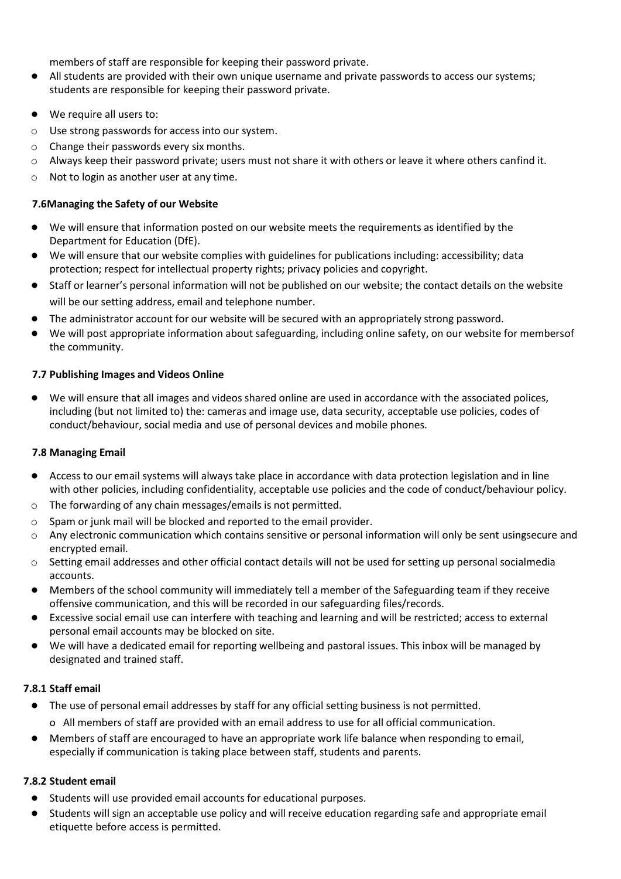members of staff are responsible for keeping their password private.

- All students are provided with their own unique username and private passwords to access our systems; students are responsible for keeping their password private.
- We require all users to:
  - Use strong passwords for access into our system.
  - Change their passwords every six months.
  - Always keep their password private; users must not share it with others or leave it where others canfind it.
  - Not to login as another user at any time.

### 7.6Managing the Safety of our Website

- We will ensure that information posted on our website meets the requirements as identified by the Department for Education (DfE).
- We will ensure that our website complies with guidelines for publications including: accessibility; data protection; respect for intellectual property rights; privacy policies and copyright.
- Staff or learner's personal information will not be published on our website; the contact details on the website will be our setting address, email and telephone number.
- The administrator account for our website will be secured with an appropriately strong password.
- We will post appropriate information about safeguarding, including online safety, on our website for membersof the community.

### 7.7 Publishing Images and Videos Online

- We will ensure that all images and videos shared online are used in accordance with the associated polices, including (but not limited to) the: cameras and image use, data security, acceptable use policies, codes of conduct/behaviour, social media and use of personal devices and mobile phones.

### 7.8 Managing Email

- Access to our email systems will always take place in accordance with data protection legislation and in line with other policies, including confidentiality, acceptable use policies and the code of conduct/behaviour policy.
  - The forwarding of any chain messages/emails is not permitted.
  - Spam or junk mail will be blocked and reported to the email provider.
  - Any electronic communication which contains sensitive or personal information will only be sent usingsecure and encrypted email.
  - Setting email addresses and other official contact details will not be used for setting up personal socialmedia accounts.
- Members of the school community will immediately tell a member of the Safeguarding team if they receive offensive communication, and this will be recorded in our safeguarding files/records.
- Excessive social email use can interfere with teaching and learning and will be restricted; access to external personal email accounts may be blocked on site.
- We will have a dedicated email for reporting wellbeing and pastoral issues. This inbox will be managed by designated and trained staff.

#### 7.8.1 Staff email

- The use of personal email addresses by staff for any official setting business is not permitted.
  - All members of staff are provided with an email address to use for all official communication.
- Members of staff are encouraged to have an appropriate work life balance when responding to email, especially if communication is taking place between staff, students and parents.

#### 7.8.2 Student email

- Students will use provided email accounts for educational purposes.
- Students will sign an acceptable use policy and will receive education regarding safe and appropriate email etiquette before access is permitted.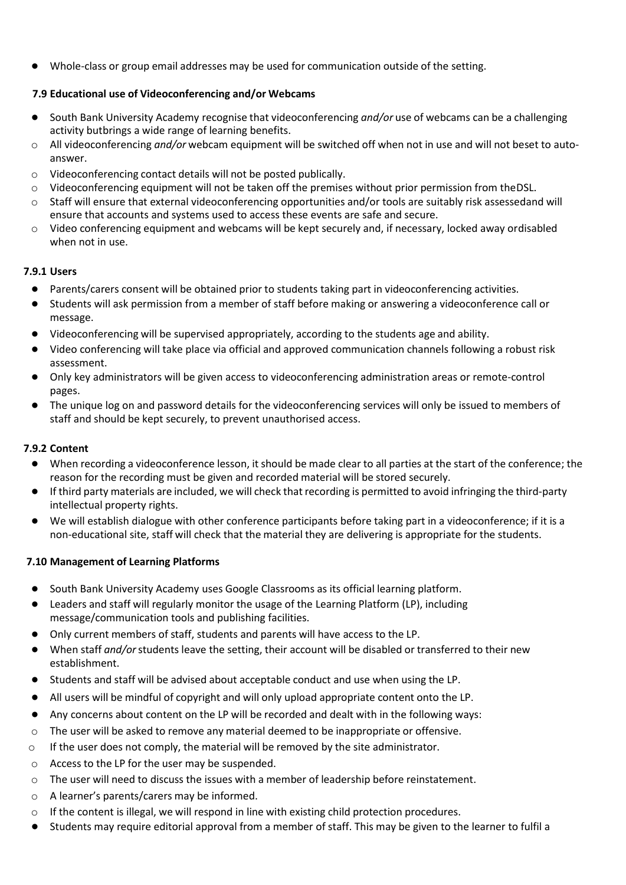- Whole-class or group email addresses may be used for communication outside of the setting.

### 7.9 Educational use of Videoconferencing and/or Webcams

- South Bank University Academy recognise that videoconferencing *and/or* use of webcams can be a challenging activity butbrings a wide range of learning benefits.
  - All videoconferencing *and/or* webcam equipment will be switched off when not in use and will not beset to auto-answer.
  - Videoconferencing contact details will not be posted publically.
  - Videoconferencing equipment will not be taken off the premises without prior permission from theDSL.
  - Staff will ensure that external videoconferencing opportunities and/or tools are suitably risk assessedand will ensure that accounts and systems used to access these events are safe and secure.
  - Video conferencing equipment and webcams will be kept securely and, if necessary, locked away ordisabled when not in use.

#### 7.9.1 Users

- Parents/carers consent will be obtained prior to students taking part in videoconferencing activities.
- Students will ask permission from a member of staff before making or answering a videoconference call or message.
- Videoconferencing will be supervised appropriately, according to the students age and ability.
- Video conferencing will take place via official and approved communication channels following a robust risk assessment.
- Only key administrators will be given access to videoconferencing administration areas or remote-control pages.
- The unique log on and password details for the videoconferencing services will only be issued to members of staff and should be kept securely, to prevent unauthorised access.

#### 7.9.2 Content

- When recording a videoconference lesson, it should be made clear to all parties at the start of the conference; the reason for the recording must be given and recorded material will be stored securely.
- If third party materials are included, we will check that recording is permitted to avoid infringing the third-party intellectual property rights.
- We will establish dialogue with other conference participants before taking part in a videoconference; if it is a non-educational site, staff will check that the material they are delivering is appropriate for the students.

### 7.10 Management of Learning Platforms

- South Bank University Academy uses Google Classrooms as its official learning platform.
- Leaders and staff will regularly monitor the usage of the Learning Platform (LP), including message/communication tools and publishing facilities.
- Only current members of staff, students and parents will have access to the LP.
- When staff *and/or* students leave the setting, their account will be disabled or transferred to their new establishment.
- Students and staff will be advised about acceptable conduct and use when using the LP.
- All users will be mindful of copyright and will only upload appropriate content onto the LP.
- Any concerns about content on the LP will be recorded and dealt with in the following ways:
  - The user will be asked to remove any material deemed to be inappropriate or offensive.
  - If the user does not comply, the material will be removed by the site administrator.
  - Access to the LP for the user may be suspended.
  - The user will need to discuss the issues with a member of leadership before reinstatement.
  - A learner's parents/carers may be informed.
  - If the content is illegal, we will respond in line with existing child protection procedures.
- Students may require editorial approval from a member of staff. This may be given to the learner to fulfil a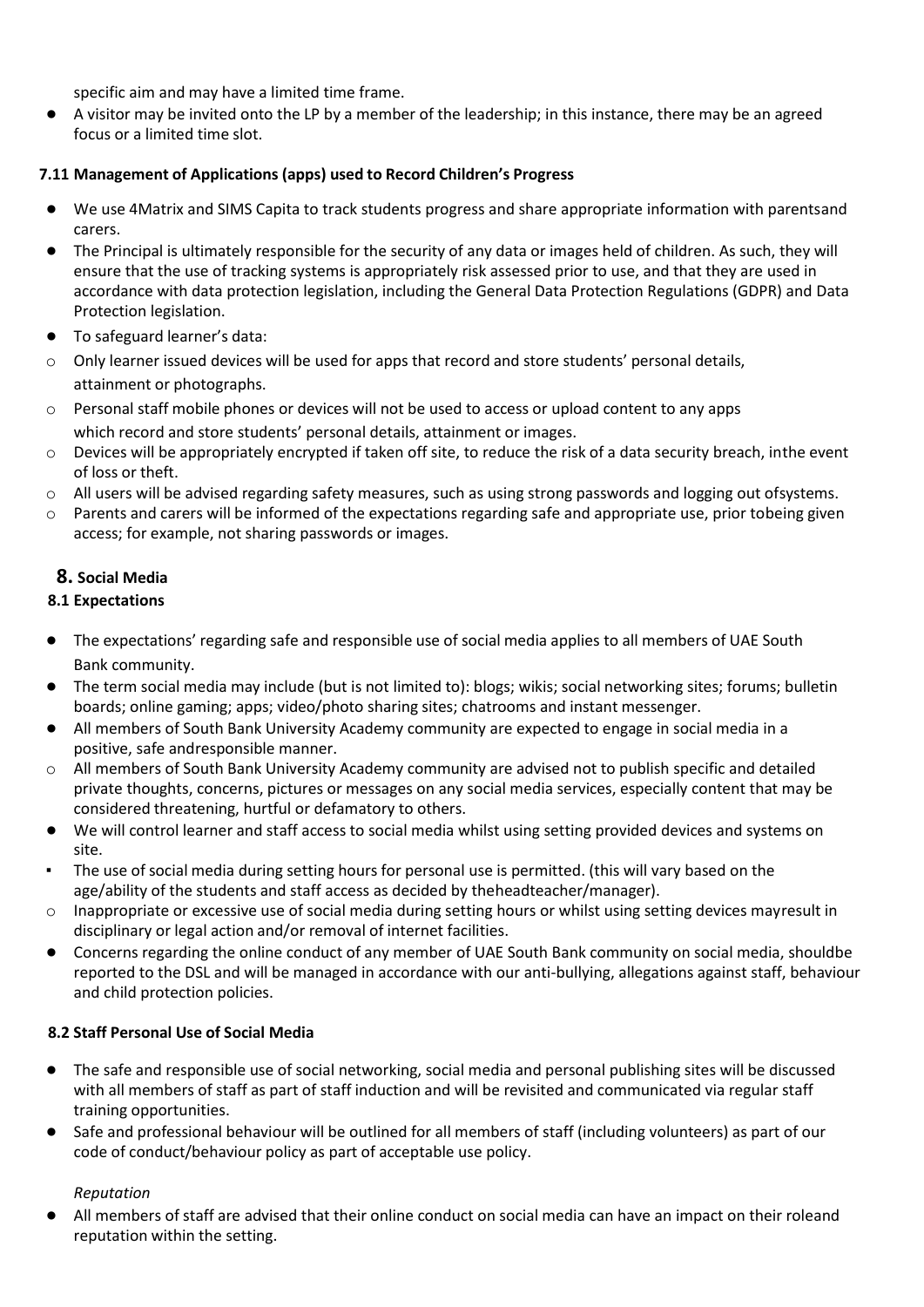specific aim and may have a limited time frame.

- A visitor may be invited onto the LP by a member of the leadership; in this instance, there may be an agreed focus or a limited time slot.

### 7.11 Management of Applications (apps) used to Record Children's Progress

- We use 4Matrix and SIMS Capita to track students progress and share appropriate information with parentsand carers.
- The Principal is ultimately responsible for the security of any data or images held of children. As such, they will ensure that the use of tracking systems is appropriately risk assessed prior to use, and that they are used in accordance with data protection legislation, including the General Data Protection Regulations (GDPR) and Data Protection legislation.
- To safeguard learner's data:
  - Only learner issued devices will be used for apps that record and store students' personal details, attainment or photographs.
  - Personal staff mobile phones or devices will not be used to access or upload content to any apps which record and store students' personal details, attainment or images.
  - Devices will be appropriately encrypted if taken off site, to reduce the risk of a data security breach, inthe event of loss or theft.
  - All users will be advised regarding safety measures, such as using strong passwords and logging out ofsystems.
  - Parents and carers will be informed of the expectations regarding safe and appropriate use, prior tobeing given access; for example, not sharing passwords or images.

## 8. Social Media

### 8.1 Expectations

- The expectations' regarding safe and responsible use of social media applies to all members of UAE South Bank community.
- The term social media may include (but is not limited to): blogs; wikis; social networking sites; forums; bulletin boards; online gaming; apps; video/photo sharing sites; chatrooms and instant messenger.
- All members of South Bank University Academy community are expected to engage in social media in a positive, safe andresponsible manner.
  - All members of South Bank University Academy community are advised not to publish specific and detailed private thoughts, concerns, pictures or messages on any social media services, especially content that may be considered threatening, hurtful or defamatory to others.
- We will control learner and staff access to social media whilst using setting provided devices and systems on site.
  - The use of social media during setting hours for personal use is permitted. (this will vary based on the age/ability of the students and staff access as decided by theheadteacher/manager).
  - Inappropriate or excessive use of social media during setting hours or whilst using setting devices mayresult in disciplinary or legal action and/or removal of internet facilities.
- Concerns regarding the online conduct of any member of UAE South Bank community on social media, shouldbe reported to the DSL and will be managed in accordance with our anti-bullying, allegations against staff, behaviour and child protection policies.

### 8.2 Staff Personal Use of Social Media

- The safe and responsible use of social networking, social media and personal publishing sites will be discussed with all members of staff as part of staff induction and will be revisited and communicated via regular staff training opportunities.
- Safe and professional behaviour will be outlined for all members of staff (including volunteers) as part of our code of conduct/behaviour policy as part of acceptable use policy.

*Reputation*

- All members of staff are advised that their online conduct on social media can have an impact on their roleand reputation within the setting.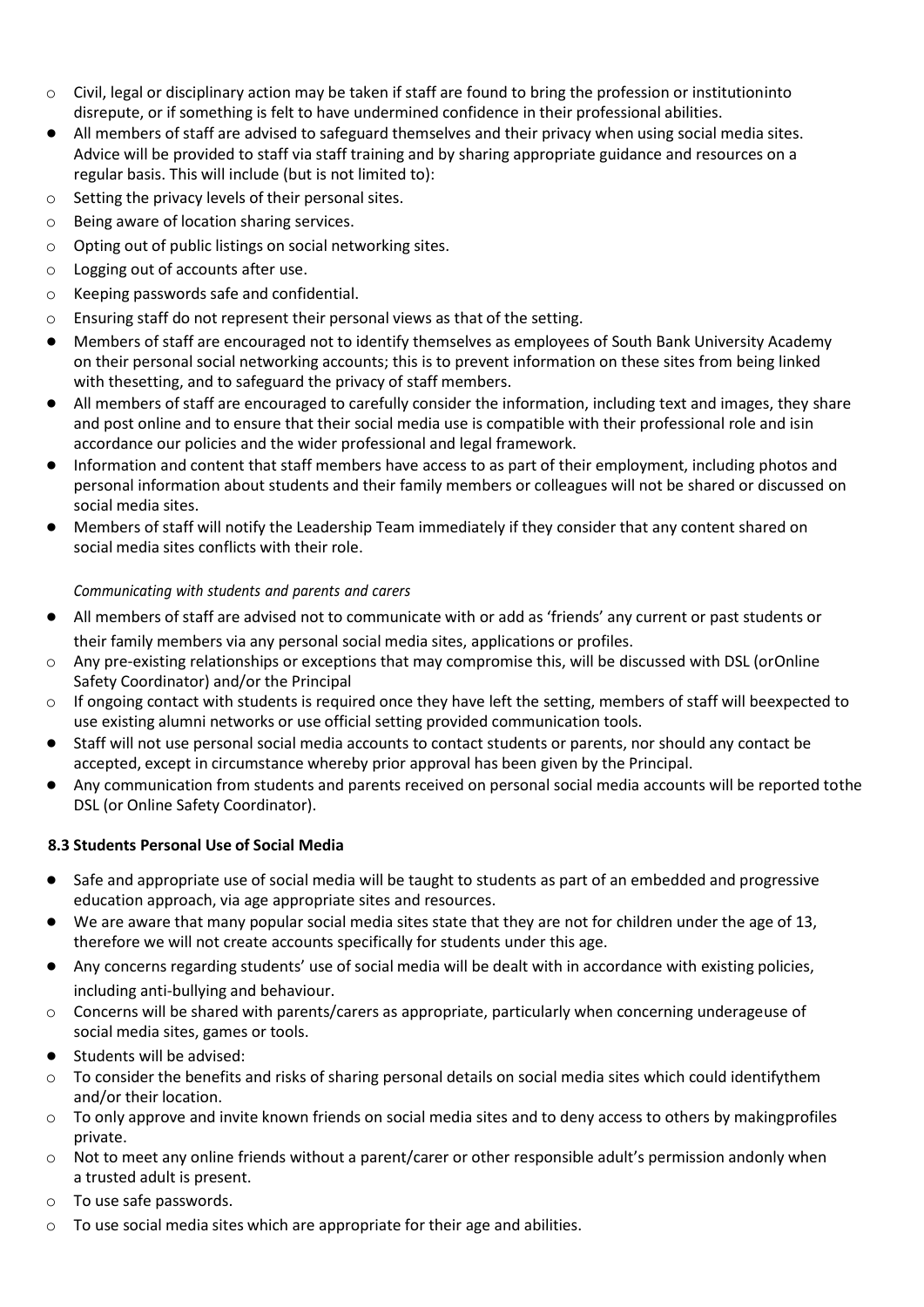- Civil, legal or disciplinary action may be taken if staff are found to bring the profession or institutioninto disrepute, or if something is felt to have undermined confidence in their professional abilities.
- All members of staff are advised to safeguard themselves and their privacy when using social media sites. Advice will be provided to staff via staff training and by sharing appropriate guidance and resources on a regular basis. This will include (but is not limited to):
  - Setting the privacy levels of their personal sites.
  - Being aware of location sharing services.
  - Opting out of public listings on social networking sites.
  - Logging out of accounts after use.
  - Keeping passwords safe and confidential.
  - Ensuring staff do not represent their personal views as that of the setting.
- Members of staff are encouraged not to identify themselves as employees of South Bank University Academy on their personal social networking accounts; this is to prevent information on these sites from being linked with thesetting, and to safeguard the privacy of staff members.
- All members of staff are encouraged to carefully consider the information, including text and images, they share and post online and to ensure that their social media use is compatible with their professional role and isin accordance our policies and the wider professional and legal framework.
- Information and content that staff members have access to as part of their employment, including photos and personal information about students and their family members or colleagues will not be shared or discussed on social media sites.
- Members of staff will notify the Leadership Team immediately if they consider that any content shared on social media sites conflicts with their role.

*Communicating with students and parents and carers*

- All members of staff are advised not to communicate with or add as 'friends' any current or past students or their family members via any personal social media sites, applications or profiles.
  - Any pre-existing relationships or exceptions that may compromise this, will be discussed with DSL (orOnline Safety Coordinator) and/or the Principal
  - If ongoing contact with students is required once they have left the setting, members of staff will beexpected to use existing alumni networks or use official setting provided communication tools.
- Staff will not use personal social media accounts to contact students or parents, nor should any contact be accepted, except in circumstance whereby prior approval has been given by the Principal.
- Any communication from students and parents received on personal social media accounts will be reported tothe DSL (or Online Safety Coordinator).

**8.3 Students Personal Use of Social Media**

- Safe and appropriate use of social media will be taught to students as part of an embedded and progressive education approach, via age appropriate sites and resources.
- We are aware that many popular social media sites state that they are not for children under the age of 13, therefore we will not create accounts specifically for students under this age.
- Any concerns regarding students' use of social media will be dealt with in accordance with existing policies, including anti-bullying and behaviour.
  - Concerns will be shared with parents/carers as appropriate, particularly when concerning underageuse of social media sites, games or tools.
- Students will be advised:
  - To consider the benefits and risks of sharing personal details on social media sites which could identifythem and/or their location.
  - To only approve and invite known friends on social media sites and to deny access to others by makingprofiles private.
  - Not to meet any online friends without a parent/carer or other responsible adult's permission andonly when a trusted adult is present.
  - To use safe passwords.
  - To use social media sites which are appropriate for their age and abilities.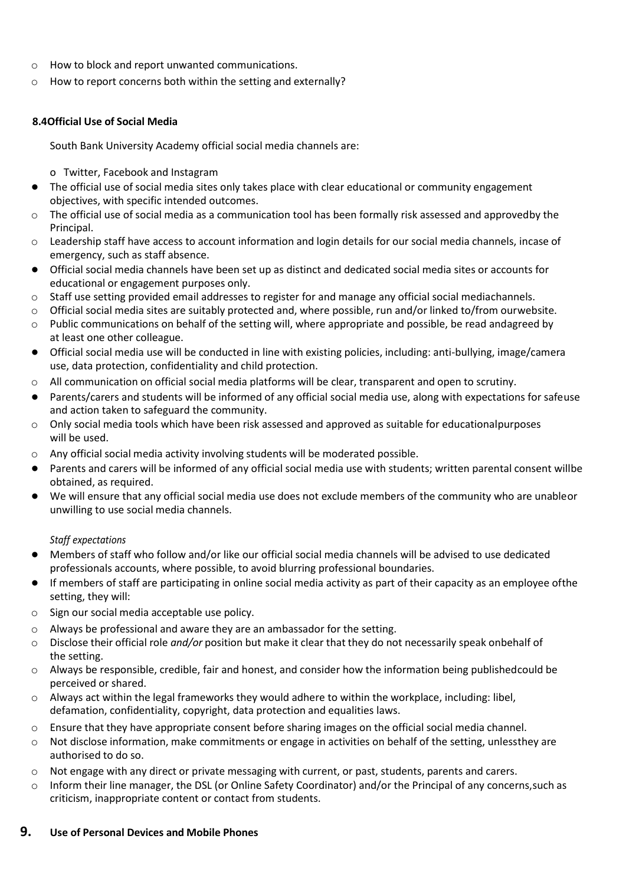- How to block and report unwanted communications.
- How to report concerns both within the setting and externally?

### 8.4Official Use of Social Media

South Bank University Academy official social media channels are:

- Twitter, Facebook and Instagram

- The official use of social media sites only takes place with clear educational or community engagement objectives, with specific intended outcomes.
  - The official use of social media as a communication tool has been formally risk assessed and approvedby the Principal.
  - Leadership staff have access to account information and login details for our social media channels, incase of emergency, such as staff absence.
- Official social media channels have been set up as distinct and dedicated social media sites or accounts for educational or engagement purposes only.
  - Staff use setting provided email addresses to register for and manage any official social mediachannels.
  - Official social media sites are suitably protected and, where possible, run and/or linked to/from ourwebsite.
  - Public communications on behalf of the setting will, where appropriate and possible, be read andagreed by at least one other colleague.
- Official social media use will be conducted in line with existing policies, including: anti-bullying, image/camera use, data protection, confidentiality and child protection.
  - All communication on official social media platforms will be clear, transparent and open to scrutiny.
- Parents/carers and students will be informed of any official social media use, along with expectations for safeuse and action taken to safeguard the community.
  - Only social media tools which have been risk assessed and approved as suitable for educationalpurposes will be used.
  - Any official social media activity involving students will be moderated possible.
- Parents and carers will be informed of any official social media use with students; written parental consent willbe obtained, as required.
- We will ensure that any official social media use does not exclude members of the community who are unableor unwilling to use social media channels.

*Staff expectations*

- Members of staff who follow and/or like our official social media channels will be advised to use dedicated professionals accounts, where possible, to avoid blurring professional boundaries.
- If members of staff are participating in online social media activity as part of their capacity as an employee ofthe setting, they will:
  - Sign our social media acceptable use policy.
  - Always be professional and aware they are an ambassador for the setting.
  - Disclose their official role *and/or* position but make it clear that they do not necessarily speak onbehalf of the setting.
  - Always be responsible, credible, fair and honest, and consider how the information being publishedcould be perceived or shared.
  - Always act within the legal frameworks they would adhere to within the workplace, including: libel, defamation, confidentiality, copyright, data protection and equalities laws.
  - Ensure that they have appropriate consent before sharing images on the official social media channel.
  - Not disclose information, make commitments or engage in activities on behalf of the setting, unlessthey are authorised to do so.
  - Not engage with any direct or private messaging with current, or past, students, parents and carers.
  - Inform their line manager, the DSL (or Online Safety Coordinator) and/or the Principal of any concerns,such as criticism, inappropriate content or contact from students.

## 9. Use of Personal Devices and Mobile Phones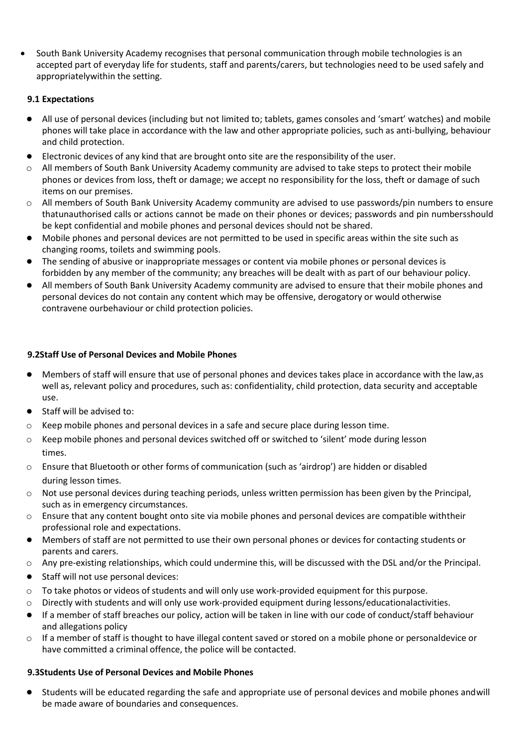- South Bank University Academy recognises that personal communication through mobile technologies is an accepted part of everyday life for students, staff and parents/carers, but technologies need to be used safely and appropriatelywithin the setting.

### 9.1 Expectations

- All use of personal devices (including but not limited to; tablets, games consoles and 'smart' watches) and mobile phones will take place in accordance with the law and other appropriate policies, such as anti-bullying, behaviour and child protection.
- Electronic devices of any kind that are brought onto site are the responsibility of the user.
  - All members of South Bank University Academy community are advised to take steps to protect their mobile phones or devices from loss, theft or damage; we accept no responsibility for the loss, theft or damage of such items on our premises.
  - All members of South Bank University Academy community are advised to use passwords/pin numbers to ensure thatunauthorised calls or actions cannot be made on their phones or devices; passwords and pin numbersshould be kept confidential and mobile phones and personal devices should not be shared.
- Mobile phones and personal devices are not permitted to be used in specific areas within the site such as changing rooms, toilets and swimming pools.
- The sending of abusive or inappropriate messages or content via mobile phones or personal devices is forbidden by any member of the community; any breaches will be dealt with as part of our behaviour policy.
- All members of South Bank University Academy community are advised to ensure that their mobile phones and personal devices do not contain any content which may be offensive, derogatory or would otherwise contravene ourbehaviour or child protection policies.

### 9.2Staff Use of Personal Devices and Mobile Phones

- Members of staff will ensure that use of personal phones and devices takes place in accordance with the law,as well as, relevant policy and procedures, such as: confidentiality, child protection, data security and acceptable use.
- Staff will be advised to:
  - Keep mobile phones and personal devices in a safe and secure place during lesson time.
  - Keep mobile phones and personal devices switched off or switched to 'silent' mode during lesson times.
  - Ensure that Bluetooth or other forms of communication (such as 'airdrop') are hidden or disabled during lesson times.
  - Not use personal devices during teaching periods, unless written permission has been given by the Principal, such as in emergency circumstances.
  - Ensure that any content bought onto site via mobile phones and personal devices are compatible withtheir professional role and expectations.
- Members of staff are not permitted to use their own personal phones or devices for contacting students or parents and carers.
  - Any pre-existing relationships, which could undermine this, will be discussed with the DSL and/or the Principal.
- Staff will not use personal devices:
  - To take photos or videos of students and will only use work-provided equipment for this purpose.
  - Directly with students and will only use work-provided equipment during lessons/educationalactivities.
- If a member of staff breaches our policy, action will be taken in line with our code of conduct/staff behaviour and allegations policy
  - If a member of staff is thought to have illegal content saved or stored on a mobile phone or personaldevice or have committed a criminal offence, the police will be contacted.

### 9.3Students Use of Personal Devices and Mobile Phones

- Students will be educated regarding the safe and appropriate use of personal devices and mobile phones andwill be made aware of boundaries and consequences.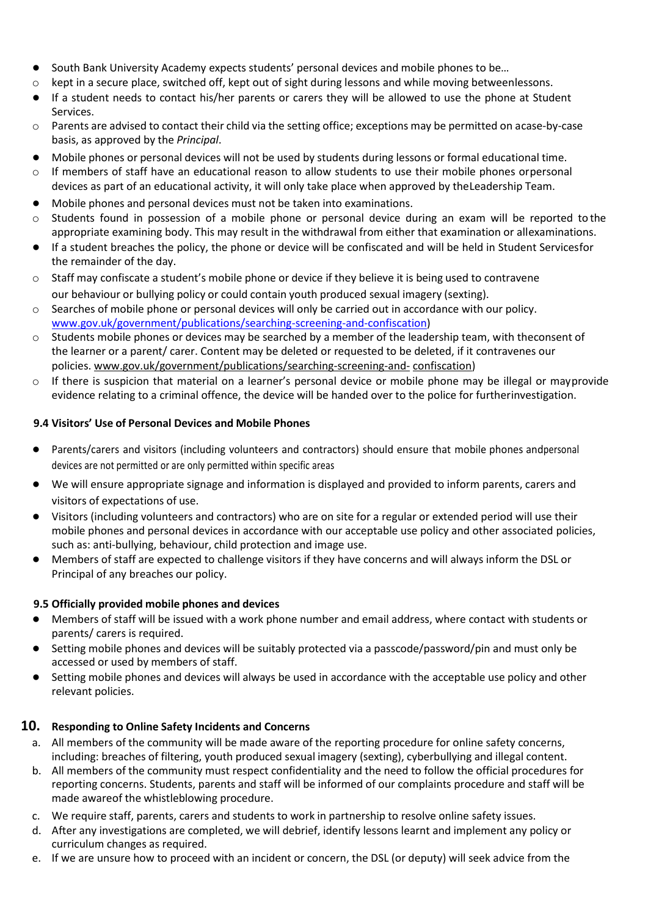- South Bank University Academy expects students' personal devices and mobile phones to be…
  - kept in a secure place, switched off, kept out of sight during lessons and while moving betweenlessons.
- If a student needs to contact his/her parents or carers they will be allowed to use the phone at Student Services.
  - Parents are advised to contact their child via the setting office; exceptions may be permitted on acase-by-case basis, as approved by the *Principal*.
- Mobile phones or personal devices will not be used by students during lessons or formal educational time.
  - If members of staff have an educational reason to allow students to use their mobile phones orpersonal devices as part of an educational activity, it will only take place when approved by theLeadership Team.
- Mobile phones and personal devices must not be taken into examinations.
  - Students found in possession of a mobile phone or personal device during an exam will be reported to the appropriate examining body. This may result in the withdrawal from either that examination or allexaminations.
- If a student breaches the policy, the phone or device will be confiscated and will be held in Student Servicesfor the remainder of the day.
  - Staff may confiscate a student's mobile phone or device if they believe it is being used to contravene our behaviour or bullying policy or could contain youth produced sexual imagery (sexting).
  - Searches of mobile phone or personal devices will only be carried out in accordance with our policy. [www.gov.uk/government/publications/searching-screening-and-confiscation](www.gov.uk/government/publications/searching-screening-and-confiscation))
  - Students mobile phones or devices may be searched by a member of the leadership team, with theconsent of the learner or a parent/ carer. Content may be deleted or requested to be deleted, if it contravenes our policies. www.gov.uk/government/publications/searching-screening-and- confiscation)
  - If there is suspicion that material on a learner's personal device or mobile phone may be illegal or mayprovide evidence relating to a criminal offence, the device will be handed over to the police for furtherinvestigation.

**9.4 Visitors' Use of Personal Devices and Mobile Phones**

- Parents/carers and visitors (including volunteers and contractors) should ensure that mobile phones andpersonal devices are not permitted or are only permitted within specific areas
- We will ensure appropriate signage and information is displayed and provided to inform parents, carers and visitors of expectations of use.
- Visitors (including volunteers and contractors) who are on site for a regular or extended period will use their mobile phones and personal devices in accordance with our acceptable use policy and other associated policies, such as: anti-bullying, behaviour, child protection and image use.
- Members of staff are expected to challenge visitors if they have concerns and will always inform the DSL or Principal of any breaches our policy.

**9.5 Officially provided mobile phones and devices**

- Members of staff will be issued with a work phone number and email address, where contact with students or parents/ carers is required.
- Setting mobile phones and devices will be suitably protected via a passcode/password/pin and must only be accessed or used by members of staff.
- Setting mobile phones and devices will always be used in accordance with the acceptable use policy and other relevant policies.

## 10. Responding to Online Safety Incidents and Concerns

a. All members of the community will be made aware of the reporting procedure for online safety concerns, including: breaches of filtering, youth produced sexual imagery (sexting), cyberbullying and illegal content.
b. All members of the community must respect confidentiality and the need to follow the official procedures for reporting concerns. Students, parents and staff will be informed of our complaints procedure and staff will be made awareof the whistleblowing procedure.
c. We require staff, parents, carers and students to work in partnership to resolve online safety issues.
d. After any investigations are completed, we will debrief, identify lessons learnt and implement any policy or curriculum changes as required.
e. If we are unsure how to proceed with an incident or concern, the DSL (or deputy) will seek advice from the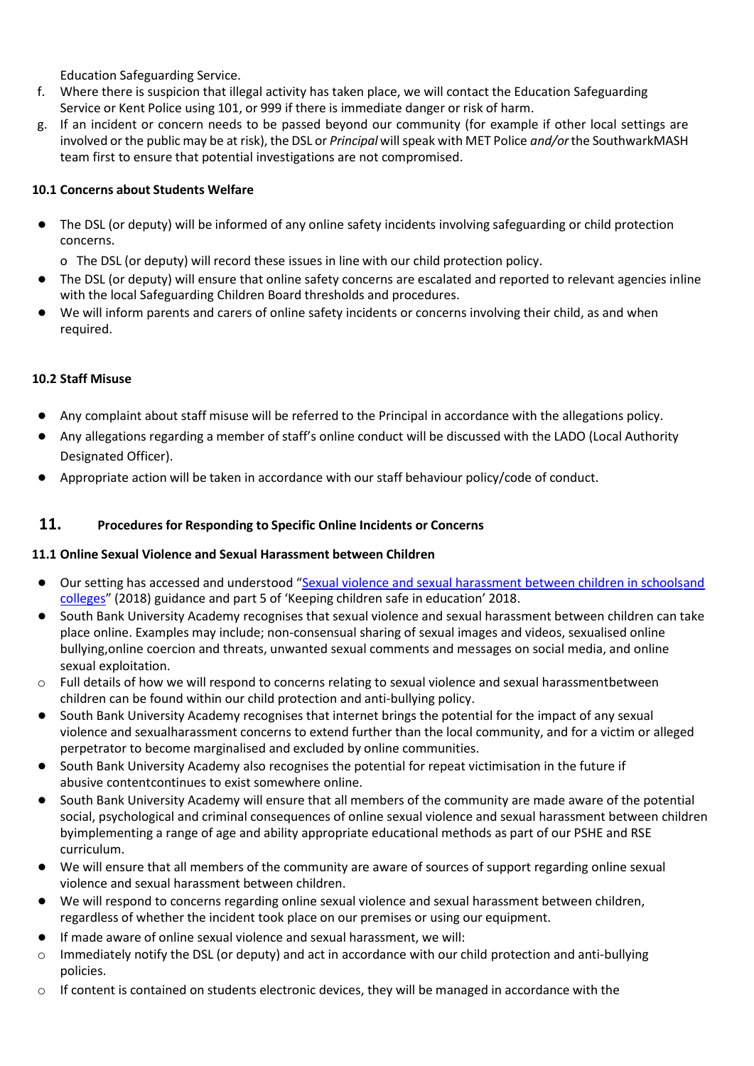Education Safeguarding Service.

f. Where there is suspicion that illegal activity has taken place, we will contact the Education Safeguarding Service or Kent Police using 101, or 999 if there is immediate danger or risk of harm.
g. If an incident or concern needs to be passed beyond our community (for example if other local settings are involved or the public may be at risk), the DSL or *Principal* will speak with MET Police *and/or* the SouthwarkMASH team first to ensure that potential investigations are not compromised.

#### 10.1 Concerns about Students Welfare

- The DSL (or deputy) will be informed of any online safety incidents involving safeguarding or child protection concerns.
  - o The DSL (or deputy) will record these issues in line with our child protection policy.
- The DSL (or deputy) will ensure that online safety concerns are escalated and reported to relevant agencies inline with the local Safeguarding Children Board thresholds and procedures.
- We will inform parents and carers of online safety incidents or concerns involving their child, as and when required.

#### 10.2 Staff Misuse

- Any complaint about staff misuse will be referred to the Principal in accordance with the allegations policy.
- Any allegations regarding a member of staff's online conduct will be discussed with the LADO (Local Authority Designated Officer).
- Appropriate action will be taken in accordance with our staff behaviour policy/code of conduct.

## 11. Procedures for Responding to Specific Online Incidents or Concerns

#### 11.1 Online Sexual Violence and Sexual Harassment between Children

- Our setting has accessed and understood "Sexual violence and sexual harassment between children in schoolsand colleges" (2018) guidance and part 5 of 'Keeping children safe in education' 2018.
- South Bank University Academy recognises that sexual violence and sexual harassment between children can take place online. Examples may include; non-consensual sharing of sexual images and videos, sexualised online bullying,online coercion and threats, unwanted sexual comments and messages on social media, and online sexual exploitation.
  - Full details of how we will respond to concerns relating to sexual violence and sexual harassmentbetween children can be found within our child protection and anti-bullying policy.
- South Bank University Academy recognises that internet brings the potential for the impact of any sexual violence and sexualharassment concerns to extend further than the local community, and for a victim or alleged perpetrator to become marginalised and excluded by online communities.
- South Bank University Academy also recognises the potential for repeat victimisation in the future if abusive contentcontinues to exist somewhere online.
- South Bank University Academy will ensure that all members of the community are made aware of the potential social, psychological and criminal consequences of online sexual violence and sexual harassment between children byimplementing a range of age and ability appropriate educational methods as part of our PSHE and RSE curriculum.
- We will ensure that all members of the community are aware of sources of support regarding online sexual violence and sexual harassment between children.
- We will respond to concerns regarding online sexual violence and sexual harassment between children, regardless of whether the incident took place on our premises or using our equipment.
- If made aware of online sexual violence and sexual harassment, we will:
  - Immediately notify the DSL (or deputy) and act in accordance with our child protection and anti-bullying policies.
  - If content is contained on students electronic devices, they will be managed in accordance with the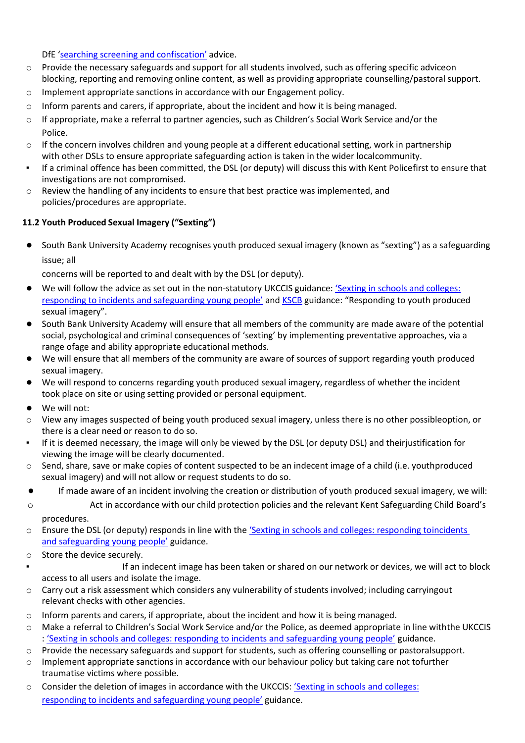DfE '[searching screening and confiscation](#)' advice.

- Provide the necessary safeguards and support for all students involved, such as offering specific adviceon blocking, reporting and removing online content, as well as providing appropriate counselling/pastoral support.
- Implement appropriate sanctions in accordance with our Engagement policy.
- Inform parents and carers, if appropriate, about the incident and how it is being managed.
- If appropriate, make a referral to partner agencies, such as Children's Social Work Service and/or the Police.
- If the concern involves children and young people at a different educational setting, work in partnership with other DSLs to ensure appropriate safeguarding action is taken in the wider localcommunity.
  - If a criminal offence has been committed, the DSL (or deputy) will discuss this with Kent Policefirst to ensure that investigations are not compromised.
- Review the handling of any incidents to ensure that best practice was implemented, and policies/procedures are appropriate.

**11.2 Youth Produced Sexual Imagery ("Sexting")**

- South Bank University Academy recognises youth produced sexual imagery (known as "sexting") as a safeguarding issue; all concerns will be reported to and dealt with by the DSL (or deputy).
- We will follow the advice as set out in the non-statutory UKCCIS guidance: '[Sexting in schools and colleges: responding to incidents and safeguarding young people](#)' and [KSCB](#) guidance: "Responding to youth produced sexual imagery".
- South Bank University Academy will ensure that all members of the community are made aware of the potential social, psychological and criminal consequences of 'sexting' by implementing preventative approaches, via a range ofage and ability appropriate educational methods.
- We will ensure that all members of the community are aware of sources of support regarding youth produced sexual imagery.
- We will respond to concerns regarding youth produced sexual imagery, regardless of whether the incident took place on site or using setting provided or personal equipment.
- We will not:
  - View any images suspected of being youth produced sexual imagery, unless there is no other possibleoption, or there is a clear need or reason to do so.
    - If it is deemed necessary, the image will only be viewed by the DSL (or deputy DSL) and theirjustification for viewing the image will be clearly documented.
  - Send, share, save or make copies of content suspected to be an indecent image of a child (i.e. youthproduced sexual imagery) and will not allow or request students to do so.
- If made aware of an incident involving the creation or distribution of youth produced sexual imagery, we will:
  - Act in accordance with our child protection policies and the relevant Kent Safeguarding Child Board's procedures.
  - Ensure the DSL (or deputy) responds in line with the '[Sexting in schools and colleges: responding toincidents and safeguarding young people](#)' guidance.
  - Store the device securely.
    - If an indecent image has been taken or shared on our network or devices, we will act to block access to all users and isolate the image.
  - Carry out a risk assessment which considers any vulnerability of students involved; including carryingout relevant checks with other agencies.
  - Inform parents and carers, if appropriate, about the incident and how it is being managed.
  - Make a referral to Children's Social Work Service and/or the Police, as deemed appropriate in line withthe UKCCIS : '[Sexting in schools and colleges: responding to incidents and safeguarding young people](#)' guidance.
  - Provide the necessary safeguards and support for students, such as offering counselling or pastoralsupport.
  - Implement appropriate sanctions in accordance with our behaviour policy but taking care not tofurther traumatise victims where possible.
  - Consider the deletion of images in accordance with the UKCCIS: '[Sexting in schools and colleges: responding to incidents and safeguarding young people](#)' guidance.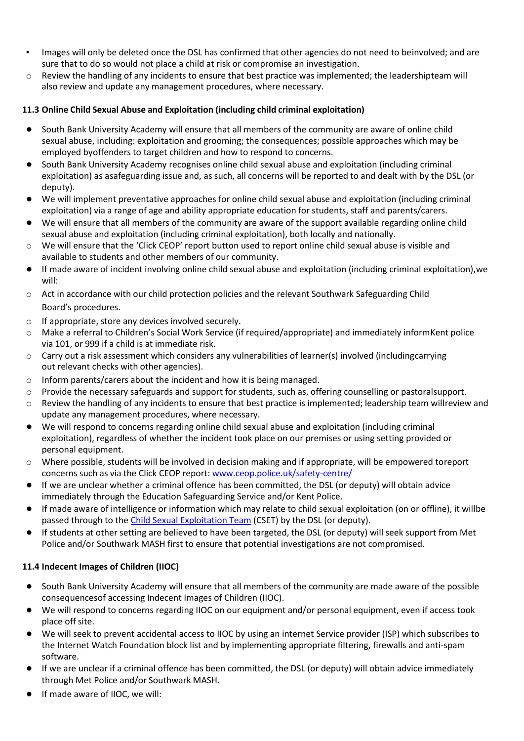- Images will only be deleted once the DSL has confirmed that other agencies do not need to beinvolved; and are sure that to do so would not place a child at risk or compromise an investigation.
  - Review the handling of any incidents to ensure that best practice was implemented; the leadershipteam will also review and update any management procedures, where necessary.

**11.3 Online Child Sexual Abuse and Exploitation (including child criminal exploitation)**

- South Bank University Academy will ensure that all members of the community are aware of online child sexual abuse, including: exploitation and grooming; the consequences; possible approaches which may be employed byoffenders to target children and how to respond to concerns.
- South Bank University Academy recognises online child sexual abuse and exploitation (including criminal exploitation) as asafeguarding issue and, as such, all concerns will be reported to and dealt with by the DSL (or deputy).
- We will implement preventative approaches for online child sexual abuse and exploitation (including criminal exploitation) via a range of age and ability appropriate education for students, staff and parents/carers.
- We will ensure that all members of the community are aware of the support available regarding online child sexual abuse and exploitation (including criminal exploitation), both locally and nationally.
  - We will ensure that the 'Click CEOP' report button used to report online child sexual abuse is visible and available to students and other members of our community.
- If made aware of incident involving online child sexual abuse and exploitation (including criminal exploitation),we will:
  - Act in accordance with our child protection policies and the relevant Southwark Safeguarding Child Board's procedures.
  - If appropriate, store any devices involved securely.
  - Make a referral to Children's Social Work Service (if required/appropriate) and immediately informKent police via 101, or 999 if a child is at immediate risk.
  - Carry out a risk assessment which considers any vulnerabilities of learner(s) involved (includingcarrying out relevant checks with other agencies).
  - Inform parents/carers about the incident and how it is being managed.
  - Provide the necessary safeguards and support for students, such as, offering counselling or pastoralsupport.
  - Review the handling of any incidents to ensure that best practice is implemented; leadership team willreview and update any management procedures, where necessary.
- We will respond to concerns regarding online child sexual abuse and exploitation (including criminal exploitation), regardless of whether the incident took place on our premises or using setting provided or personal equipment.
  - Where possible, students will be involved in decision making and if appropriate, will be empowered toreport concerns such as via the Click CEOP report: [www.ceop.police.uk/safety-centre/](www.ceop.police.uk/safety-centre/)
- If we are unclear whether a criminal offence has been committed, the DSL (or deputy) will obtain advice immediately through the Education Safeguarding Service and/or Kent Police.
- If made aware of intelligence or information which may relate to child sexual exploitation (on or offline), it willbe passed through to the Child Sexual Exploitation Team (CSET) by the DSL (or deputy).
- If students at other setting are believed to have been targeted, the DSL (or deputy) will seek support from Met Police and/or Southwark MASH first to ensure that potential investigations are not compromised.

**11.4 Indecent Images of Children (IIOC)**

- South Bank University Academy will ensure that all members of the community are made aware of the possible consequencesof accessing Indecent Images of Children (IIOC).
- We will respond to concerns regarding IIOC on our equipment and/or personal equipment, even if access took place off site.
- We will seek to prevent accidental access to IIOC by using an internet Service provider (ISP) which subscribes to the Internet Watch Foundation block list and by implementing appropriate filtering, firewalls and anti-spam software.
- If we are unclear if a criminal offence has been committed, the DSL (or deputy) will obtain advice immediately through Met Police and/or Southwark MASH.
- If made aware of IIOC, we will: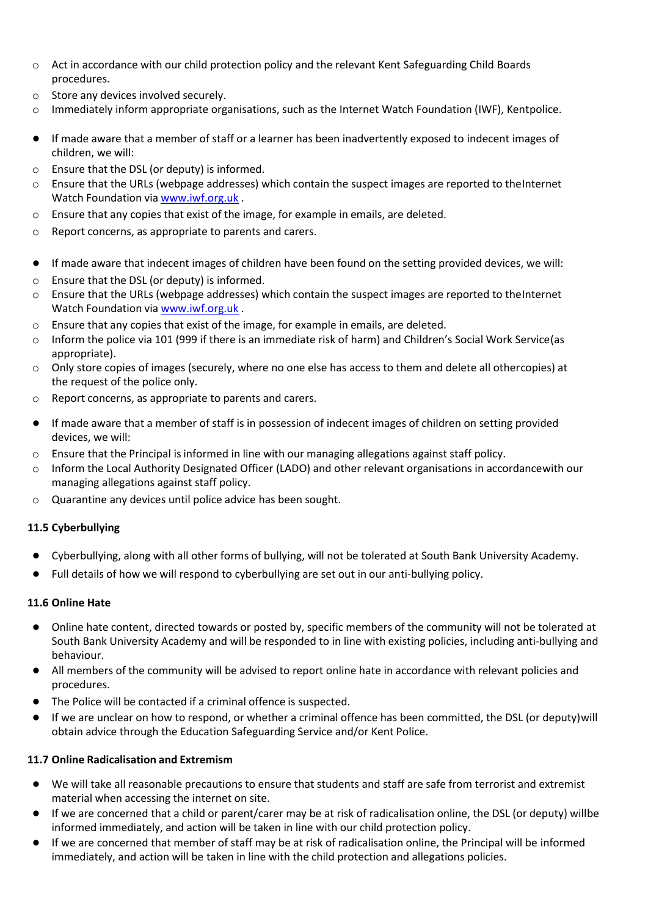- Act in accordance with our child protection policy and the relevant Kent Safeguarding Child Boards procedures.
- Store any devices involved securely.
- Immediately inform appropriate organisations, such as the Internet Watch Foundation (IWF), Kentpolice.

- If made aware that a member of staff or a learner has been inadvertently exposed to indecent images of children, we will:
  - Ensure that the DSL (or deputy) is informed.
  - Ensure that the URLs (webpage addresses) which contain the suspect images are reported to theInternet Watch Foundation via [www.iwf.org.uk](www.iwf.org.uk) .
  - Ensure that any copies that exist of the image, for example in emails, are deleted.
  - Report concerns, as appropriate to parents and carers.

- If made aware that indecent images of children have been found on the setting provided devices, we will:
  - Ensure that the DSL (or deputy) is informed.
  - Ensure that the URLs (webpage addresses) which contain the suspect images are reported to theInternet Watch Foundation via [www.iwf.org.uk](www.iwf.org.uk) .
  - Ensure that any copies that exist of the image, for example in emails, are deleted.
  - Inform the police via 101 (999 if there is an immediate risk of harm) and Children's Social Work Service(as appropriate).
  - Only store copies of images (securely, where no one else has access to them and delete all othercopies) at the request of the police only.
  - Report concerns, as appropriate to parents and carers.

- If made aware that a member of staff is in possession of indecent images of children on setting provided devices, we will:
  - Ensure that the Principal is informed in line with our managing allegations against staff policy.
  - Inform the Local Authority Designated Officer (LADO) and other relevant organisations in accordancewith our managing allegations against staff policy.
  - Quarantine any devices until police advice has been sought.

**11.5 Cyberbullying**

- Cyberbullying, along with all other forms of bullying, will not be tolerated at South Bank University Academy.
- Full details of how we will respond to cyberbullying are set out in our anti-bullying policy.

**11.6 Online Hate**

- Online hate content, directed towards or posted by, specific members of the community will not be tolerated at South Bank University Academy and will be responded to in line with existing policies, including anti-bullying and behaviour.
- All members of the community will be advised to report online hate in accordance with relevant policies and procedures.
- The Police will be contacted if a criminal offence is suspected.
- If we are unclear on how to respond, or whether a criminal offence has been committed, the DSL (or deputy)will obtain advice through the Education Safeguarding Service and/or Kent Police.

**11.7 Online Radicalisation and Extremism**

- We will take all reasonable precautions to ensure that students and staff are safe from terrorist and extremist material when accessing the internet on site.
- If we are concerned that a child or parent/carer may be at risk of radicalisation online, the DSL (or deputy) willbe informed immediately, and action will be taken in line with our child protection policy.
- If we are concerned that member of staff may be at risk of radicalisation online, the Principal will be informed immediately, and action will be taken in line with the child protection and allegations policies.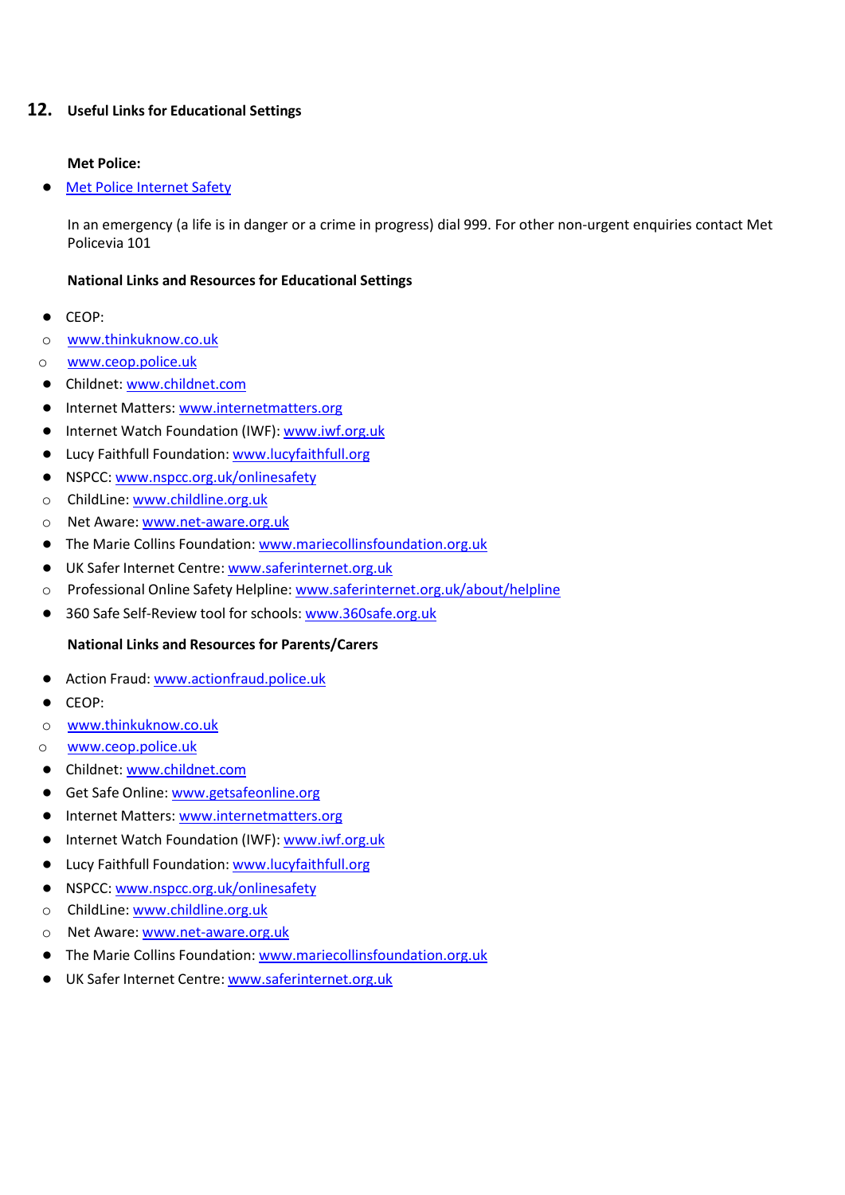## 12. Useful Links for Educational Settings

**Met Police:**

- Met Police Internet Safety

In an emergency (a life is in danger or a crime in progress) dial 999. For other non-urgent enquiries contact Met Policevia 101

**National Links and Resources for Educational Settings**

- CEOP:
  - www.thinkuknow.co.uk
  - www.ceop.police.uk
- Childnet: www.childnet.com
- Internet Matters: www.internetmatters.org
- Internet Watch Foundation (IWF): www.iwf.org.uk
- Lucy Faithfull Foundation: www.lucyfaithfull.org
- NSPCC: www.nspcc.org.uk/onlinesafety
  - ChildLine: www.childline.org.uk
  - Net Aware: www.net-aware.org.uk
- The Marie Collins Foundation: www.mariecollinsfoundation.org.uk
- UK Safer Internet Centre: www.saferinternet.org.uk
  - Professional Online Safety Helpline: www.saferinternet.org.uk/about/helpline
- 360 Safe Self-Review tool for schools: www.360safe.org.uk

**National Links and Resources for Parents/Carers**

- Action Fraud: www.actionfraud.police.uk
- CEOP:
  - www.thinkuknow.co.uk
  - www.ceop.police.uk
- Childnet: www.childnet.com
- Get Safe Online: www.getsafeonline.org
- Internet Matters: www.internetmatters.org
- Internet Watch Foundation (IWF): www.iwf.org.uk
- Lucy Faithfull Foundation: www.lucyfaithfull.org
- NSPCC: www.nspcc.org.uk/onlinesafety
  - ChildLine: www.childline.org.uk
  - Net Aware: www.net-aware.org.uk
- The Marie Collins Foundation: www.mariecollinsfoundation.org.uk
- UK Safer Internet Centre: www.saferinternet.org.uk